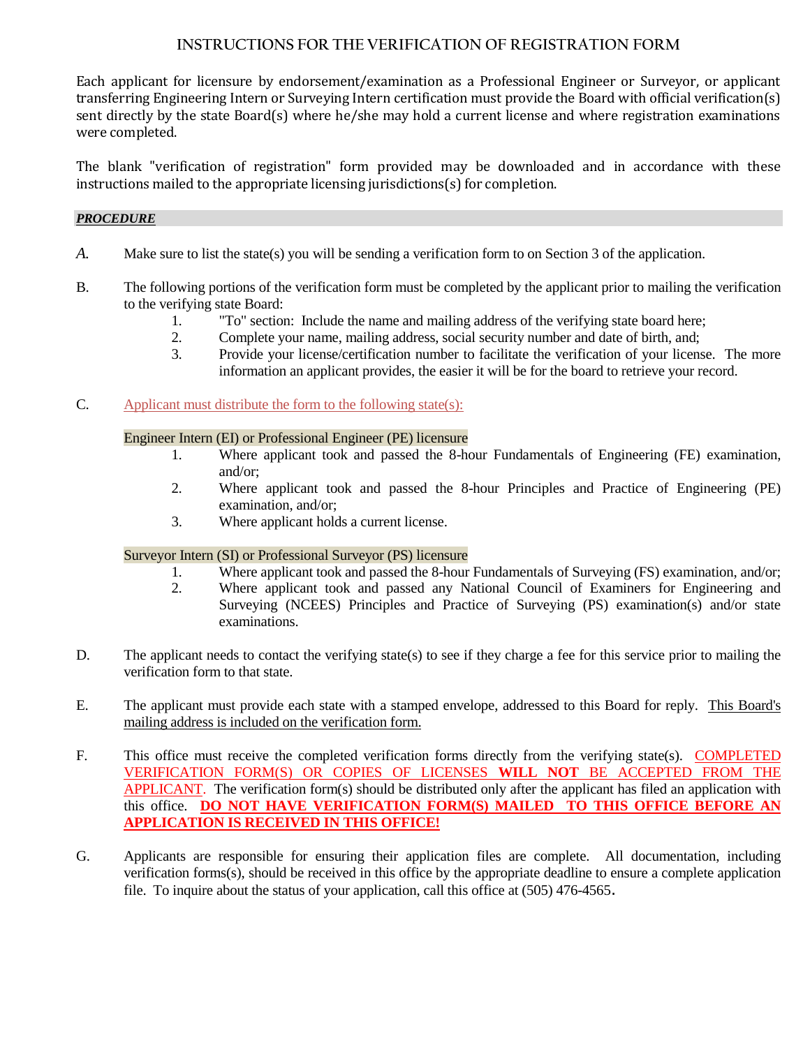# INSTRUCTIONS FOR THE VERIFICATION OF REGISTRATION FORM

Each applicant for licensure by endorsement/examination as a Professional Engineer or Surveyor, or applicant transferring Engineering Intern or Surveying Intern certification must provide the Board with official verification(s) sent directly by the state Board(s) where he/she may hold a current license and where registration examinations were completed.

The blank "verification of registration" form provided may be downloaded and in accordance with these instructions mailed to the appropriate licensing jurisdictions(s) for completion.

***PROCEDURE***

*A.* Make sure to list the state(s) you will be sending a verification form to on Section 3 of the application.

B. The following portions of the verification form must be completed by the applicant prior to mailing the verification to the verifying state Board:

1. "To" section: Include the name and mailing address of the verifying state board here;
2. Complete your name, mailing address, social security number and date of birth, and;
3. Provide your license/certification number to facilitate the verification of your license. The more information an applicant provides, the easier it will be for the board to retrieve your record.

C. Applicant must distribute the form to the following state(s):

Engineer Intern (EI) or Professional Engineer (PE) licensure

1. Where applicant took and passed the 8-hour Fundamentals of Engineering (FE) examination, and/or;
2. Where applicant took and passed the 8-hour Principles and Practice of Engineering (PE) examination, and/or;
3. Where applicant holds a current license.

Surveyor Intern (SI) or Professional Surveyor (PS) licensure

1. Where applicant took and passed the 8-hour Fundamentals of Surveying (FS) examination, and/or;
2. Where applicant took and passed any National Council of Examiners for Engineering and Surveying (NCEES) Principles and Practice of Surveying (PS) examination(s) and/or state examinations.

D. The applicant needs to contact the verifying state(s) to see if they charge a fee for this service prior to mailing the verification form to that state.

E. The applicant must provide each state with a stamped envelope, addressed to this Board for reply. This Board's mailing address is included on the verification form.

F. This office must receive the completed verification forms directly from the verifying state(s). COMPLETED VERIFICATION FORM(S) OR COPIES OF LICENSES **WILL NOT** BE ACCEPTED FROM THE APPLICANT. The verification form(s) should be distributed only after the applicant has filed an application with this office. **DO NOT HAVE VERIFICATION FORM(S) MAILED TO THIS OFFICE BEFORE AN APPLICATION IS RECEIVED IN THIS OFFICE!**

G. Applicants are responsible for ensuring their application files are complete. All documentation, including verification forms(s), should be received in this office by the appropriate deadline to ensure a complete application file. To inquire about the status of your application, call this office at (505) 476-4565.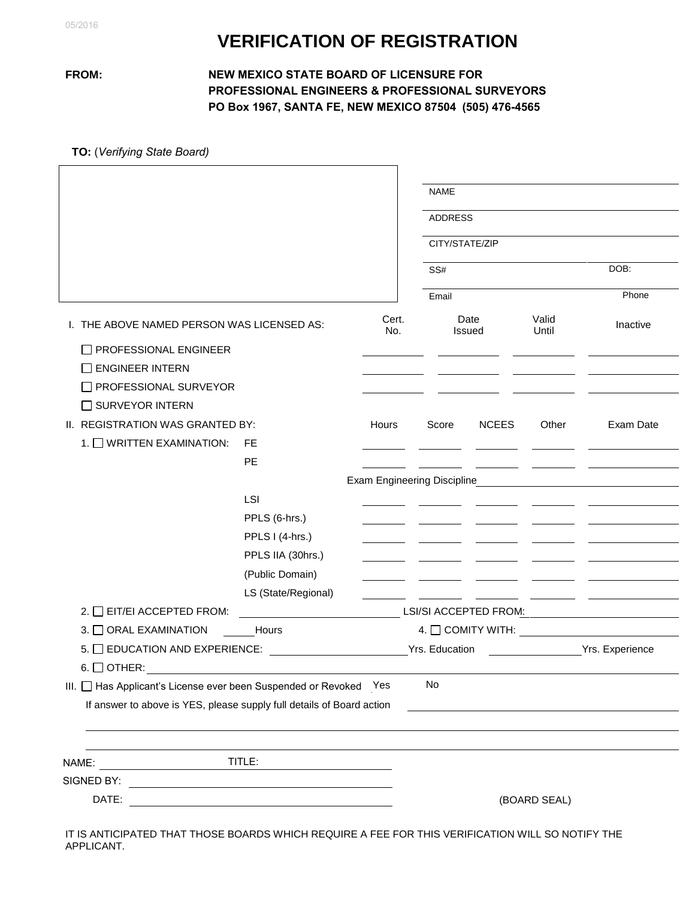05/2016

# VERIFICATION OF REGISTRATION

**FROM:** **NEW MEXICO STATE BOARD OF LICENSURE FOR PROFESSIONAL ENGINEERS & PROFESSIONAL SURVEYORS**
**PO Box 1967, SANTA FE, NEW MEXICO 87504 (505) 476-4565**

**TO:** (*Verifying State Board*)

NAME

ADDRESS

CITY/STATE/ZIP

SS# DOB:

Email Phone

| I. THE ABOVE NAMED PERSON WAS LICENSED AS: | Cert. No. | Date Issued | Valid Until | Inactive |
|---|---|---|---|---|
| ☐ PROFESSIONAL ENGINEER | | | | |
| ☐ ENGINEER INTERN | | | | |
| ☐ PROFESSIONAL SURVEYOR | | | | |
| ☐ SURVEYOR INTERN | | | | |

| II. REGISTRATION WAS GRANTED BY: | | Hours | Score | NCEES | Other | Exam Date |
|---|---|---|---|---|---|---|
| 1. ☐ WRITTEN EXAMINATION: | FE | | | | | |
| | PE | | | | | |
| | Exam Engineering Discipline | | | | | |
| | LSI | | | | | |
| | PPLS (6-hrs.) | | | | | |
| | PPLS I (4-hrs.) | | | | | |
| | PPLS IIA (30hrs.) | | | | | |
| | (Public Domain) | | | | | |
| | LS (State/Regional) | | | | | |

2. ☐ EIT/EI ACCEPTED FROM: ______ LSI/SI ACCEPTED FROM: ______

3. ☐ ORAL EXAMINATION ______ Hours 4. ☐ COMITY WITH: ______

5. ☐ EDUCATION AND EXPERIENCE: ______ Yrs. Education ______ Yrs. Experience

6. ☐ OTHER: ______

III. ☐ Has Applicant's License ever been Suspended or Revoked Yes No

If answer to above is YES, please supply full details of Board action ______

NAME: ______ TITLE: ______

SIGNED BY: ______

DATE: ______

(BOARD SEAL)

IT IS ANTICIPATED THAT THOSE BOARDS WHICH REQUIRE A FEE FOR THIS VERIFICATION WILL SO NOTIFY THE APPLICANT.